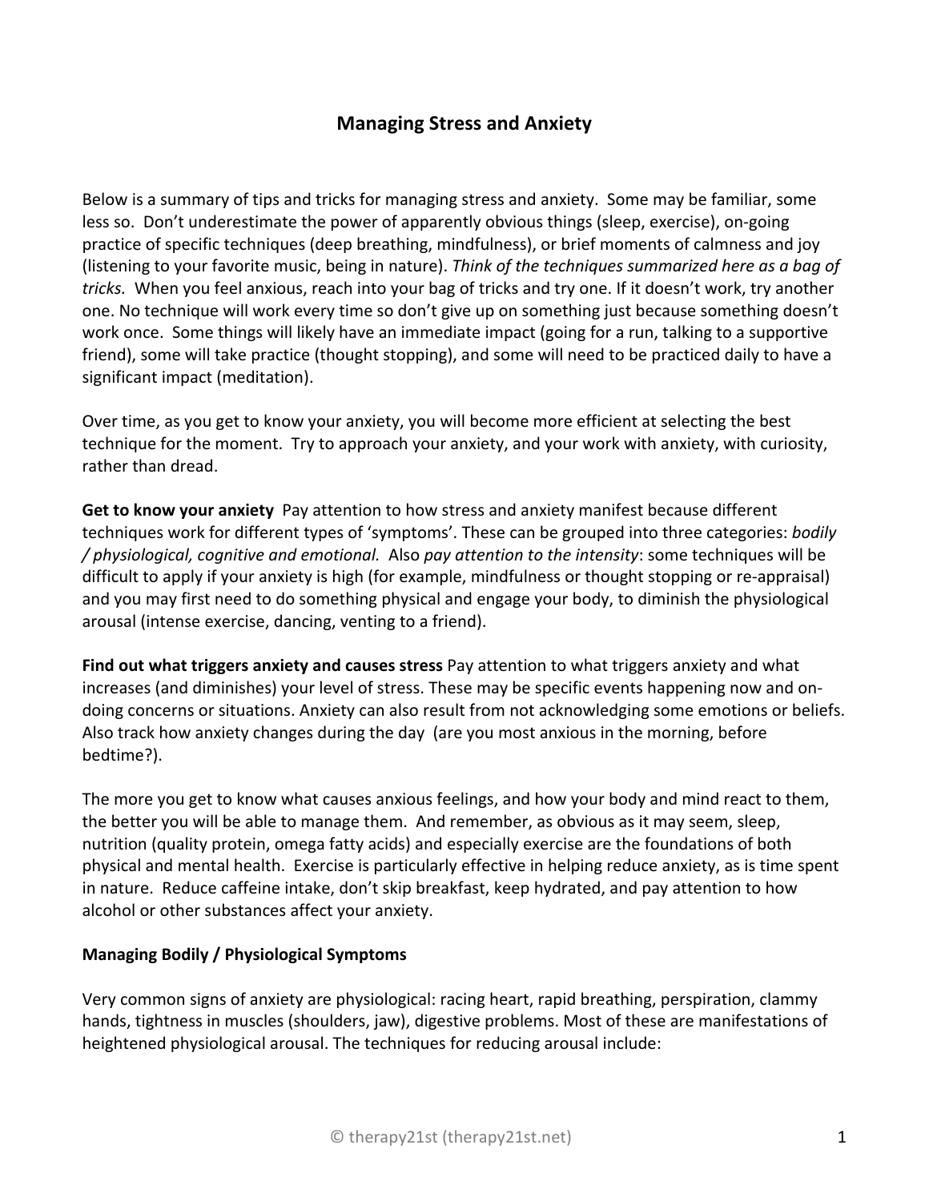# Managing Stress and Anxiety

Below is a summary of tips and tricks for managing stress and anxiety. Some may be familiar, some less so. Don't underestimate the power of apparently obvious things (sleep, exercise), on-going practice of specific techniques (deep breathing, mindfulness), or brief moments of calmness and joy (listening to your favorite music, being in nature). *Think of the techniques summarized here as a bag of tricks.* When you feel anxious, reach into your bag of tricks and try one. If it doesn't work, try another one. No technique will work every time so don't give up on something just because something doesn't work once. Some things will likely have an immediate impact (going for a run, talking to a supportive friend), some will take practice (thought stopping), and some will need to be practiced daily to have a significant impact (meditation).

Over time, as you get to know your anxiety, you will become more efficient at selecting the best technique for the moment. Try to approach your anxiety, and your work with anxiety, with curiosity, rather than dread.

**Get to know your anxiety** Pay attention to how stress and anxiety manifest because different techniques work for different types of 'symptoms'. These can be grouped into three categories: *bodily / physiological, cognitive and emotional.* Also *pay attention to the intensity*: some techniques will be difficult to apply if your anxiety is high (for example, mindfulness or thought stopping or re-appraisal) and you may first need to do something physical and engage your body, to diminish the physiological arousal (intense exercise, dancing, venting to a friend).

**Find out what triggers anxiety and causes stress** Pay attention to what triggers anxiety and what increases (and diminishes) your level of stress. These may be specific events happening now and on-doing concerns or situations. Anxiety can also result from not acknowledging some emotions or beliefs. Also track how anxiety changes during the day (are you most anxious in the morning, before bedtime?).

The more you get to know what causes anxious feelings, and how your body and mind react to them, the better you will be able to manage them. And remember, as obvious as it may seem, sleep, nutrition (quality protein, omega fatty acids) and especially exercise are the foundations of both physical and mental health. Exercise is particularly effective in helping reduce anxiety, as is time spent in nature. Reduce caffeine intake, don't skip breakfast, keep hydrated, and pay attention to how alcohol or other substances affect your anxiety.

**Managing Bodily / Physiological Symptoms**

Very common signs of anxiety are physiological: racing heart, rapid breathing, perspiration, clammy hands, tightness in muscles (shoulders, jaw), digestive problems. Most of these are manifestations of heightened physiological arousal. The techniques for reducing arousal include: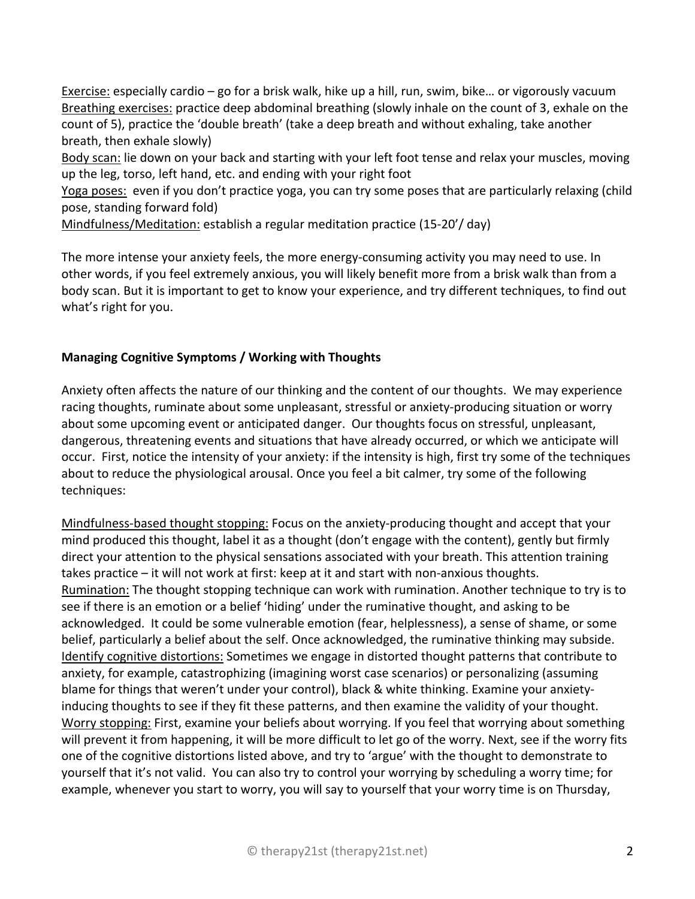<u>Exercise:</u> especially cardio – go for a brisk walk, hike up a hill, run, swim, bike… or vigorously vacuum
<u>Breathing exercises:</u> practice deep abdominal breathing (slowly inhale on the count of 3, exhale on the count of 5), practice the 'double breath' (take a deep breath and without exhaling, take another breath, then exhale slowly)
<u>Body scan:</u> lie down on your back and starting with your left foot tense and relax your muscles, moving up the leg, torso, left hand, etc. and ending with your right foot
<u>Yoga poses:</u> even if you don't practice yoga, you can try some poses that are particularly relaxing (child pose, standing forward fold)
<u>Mindfulness/Meditation:</u> establish a regular meditation practice (15-20'/ day)

The more intense your anxiety feels, the more energy-consuming activity you may need to use. In other words, if you feel extremely anxious, you will likely benefit more from a brisk walk than from a body scan. But it is important to get to know your experience, and try different techniques, to find out what's right for you.

**Managing Cognitive Symptoms / Working with Thoughts**

Anxiety often affects the nature of our thinking and the content of our thoughts. We may experience racing thoughts, ruminate about some unpleasant, stressful or anxiety-producing situation or worry about some upcoming event or anticipated danger. Our thoughts focus on stressful, unpleasant, dangerous, threatening events and situations that have already occurred, or which we anticipate will occur. First, notice the intensity of your anxiety: if the intensity is high, first try some of the techniques about to reduce the physiological arousal. Once you feel a bit calmer, try some of the following techniques:

<u>Mindfulness-based thought stopping:</u> Focus on the anxiety-producing thought and accept that your mind produced this thought, label it as a thought (don't engage with the content), gently but firmly direct your attention to the physical sensations associated with your breath. This attention training takes practice – it will not work at first: keep at it and start with non-anxious thoughts.
<u>Rumination:</u> The thought stopping technique can work with rumination. Another technique to try is to see if there is an emotion or a belief 'hiding' under the ruminative thought, and asking to be acknowledged. It could be some vulnerable emotion (fear, helplessness), a sense of shame, or some belief, particularly a belief about the self. Once acknowledged, the ruminative thinking may subside.
<u>Identify cognitive distortions:</u> Sometimes we engage in distorted thought patterns that contribute to anxiety, for example, catastrophizing (imagining worst case scenarios) or personalizing (assuming blame for things that weren't under your control), black & white thinking. Examine your anxiety-inducing thoughts to see if they fit these patterns, and then examine the validity of your thought.
<u>Worry stopping:</u> First, examine your beliefs about worrying. If you feel that worrying about something will prevent it from happening, it will be more difficult to let go of the worry. Next, see if the worry fits one of the cognitive distortions listed above, and try to 'argue' with the thought to demonstrate to yourself that it's not valid. You can also try to control your worrying by scheduling a worry time; for example, whenever you start to worry, you will say to yourself that your worry time is on Thursday,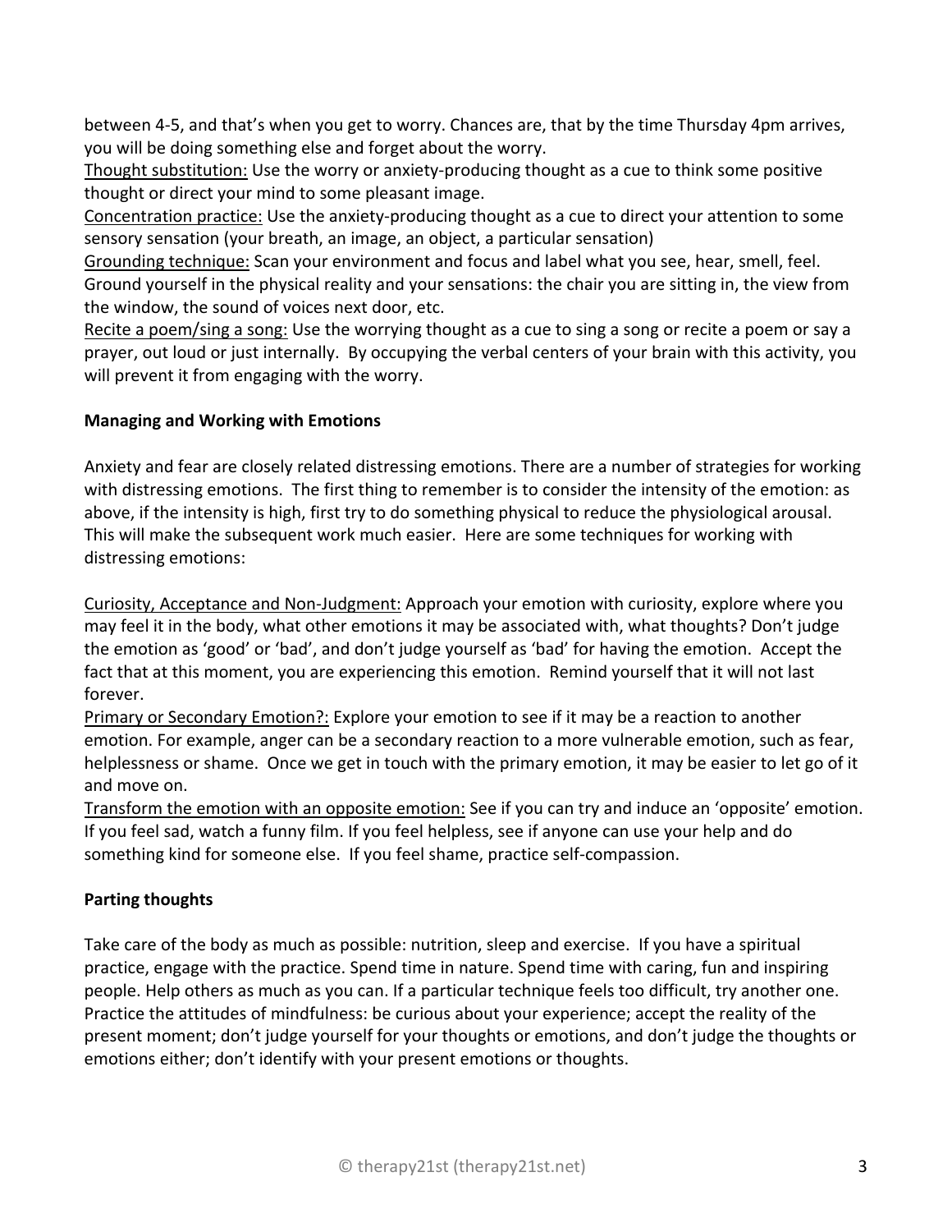between 4-5, and that's when you get to worry. Chances are, that by the time Thursday 4pm arrives, you will be doing something else and forget about the worry.

Thought substitution: Use the worry or anxiety-producing thought as a cue to think some positive thought or direct your mind to some pleasant image.

Concentration practice: Use the anxiety-producing thought as a cue to direct your attention to some sensory sensation (your breath, an image, an object, a particular sensation)

Grounding technique: Scan your environment and focus and label what you see, hear, smell, feel. Ground yourself in the physical reality and your sensations: the chair you are sitting in, the view from the window, the sound of voices next door, etc.

Recite a poem/sing a song: Use the worrying thought as a cue to sing a song or recite a poem or say a prayer, out loud or just internally. By occupying the verbal centers of your brain with this activity, you will prevent it from engaging with the worry.

**Managing and Working with Emotions**

Anxiety and fear are closely related distressing emotions. There are a number of strategies for working with distressing emotions. The first thing to remember is to consider the intensity of the emotion: as above, if the intensity is high, first try to do something physical to reduce the physiological arousal. This will make the subsequent work much easier. Here are some techniques for working with distressing emotions:

Curiosity, Acceptance and Non-Judgment: Approach your emotion with curiosity, explore where you may feel it in the body, what other emotions it may be associated with, what thoughts? Don't judge the emotion as 'good' or 'bad', and don't judge yourself as 'bad' for having the emotion. Accept the fact that at this moment, you are experiencing this emotion. Remind yourself that it will not last forever.

Primary or Secondary Emotion?: Explore your emotion to see if it may be a reaction to another emotion. For example, anger can be a secondary reaction to a more vulnerable emotion, such as fear, helplessness or shame. Once we get in touch with the primary emotion, it may be easier to let go of it and move on.

Transform the emotion with an opposite emotion: See if you can try and induce an 'opposite' emotion. If you feel sad, watch a funny film. If you feel helpless, see if anyone can use your help and do something kind for someone else. If you feel shame, practice self-compassion.

**Parting thoughts**

Take care of the body as much as possible: nutrition, sleep and exercise. If you have a spiritual practice, engage with the practice. Spend time in nature. Spend time with caring, fun and inspiring people. Help others as much as you can. If a particular technique feels too difficult, try another one. Practice the attitudes of mindfulness: be curious about your experience; accept the reality of the present moment; don't judge yourself for your thoughts or emotions, and don't judge the thoughts or emotions either; don't identify with your present emotions or thoughts.

© therapy21st (therapy21st.net)